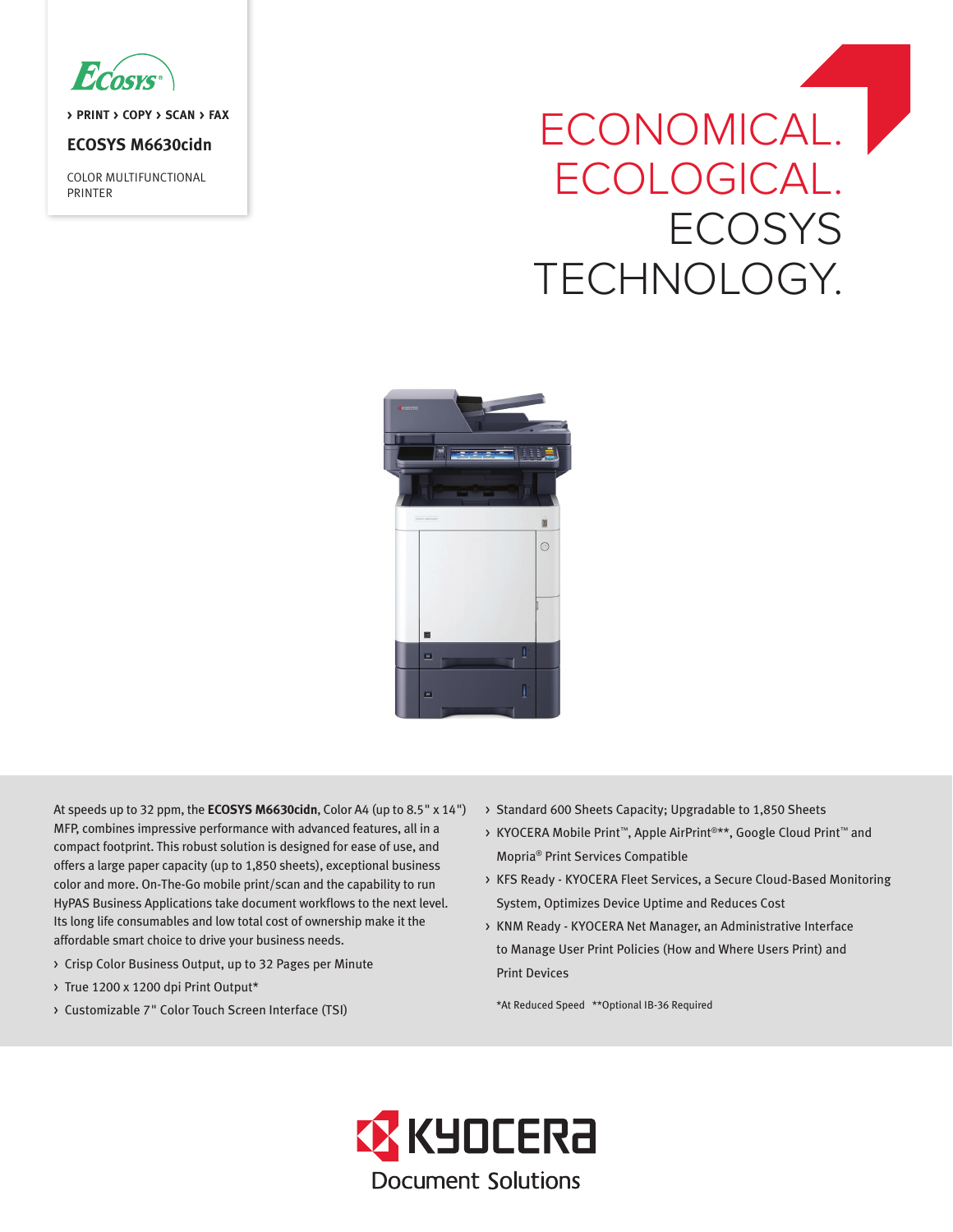Ecosys

› PRINT › COPY › SCAN › FAX

## ECOSYS M6630cidn

COLOR MULTIFUNCTIONAL PRINTER

# ECONOMICAL. ECOLOGICAL. ECOSYS TECHNOLOGY.

At speeds up to 32 ppm, the **ECOSYS M6630cidn**, Color A4 (up to 8.5" x 14") MFP, combines impressive performance with advanced features, all in a compact footprint. This robust solution is designed for ease of use, and offers a large paper capacity (up to 1,850 sheets), exceptional business color and more. On-The-Go mobile print/scan and the capability to run HyPAS Business Applications take document workflows to the next level. Its long life consumables and low total cost of ownership make it the affordable smart choice to drive your business needs.

- Crisp Color Business Output, up to 32 Pages per Minute
- True 1200 x 1200 dpi Print Output*
- Customizable 7" Color Touch Screen Interface (TSI)
- Standard 600 Sheets Capacity; Upgradable to 1,850 Sheets
- KYOCERA Mobile Print™, Apple AirPrint®**, Google Cloud Print™ and Mopria® Print Services Compatible
- KFS Ready - KYOCERA Fleet Services, a Secure Cloud-Based Monitoring System, Optimizes Device Uptime and Reduces Cost
- KNM Ready - KYOCERA Net Manager, an Administrative Interface to Manage User Print Policies (How and Where Users Print) and Print Devices

*At Reduced Speed **Optional IB-36 Required

KYOCERA Document Solutions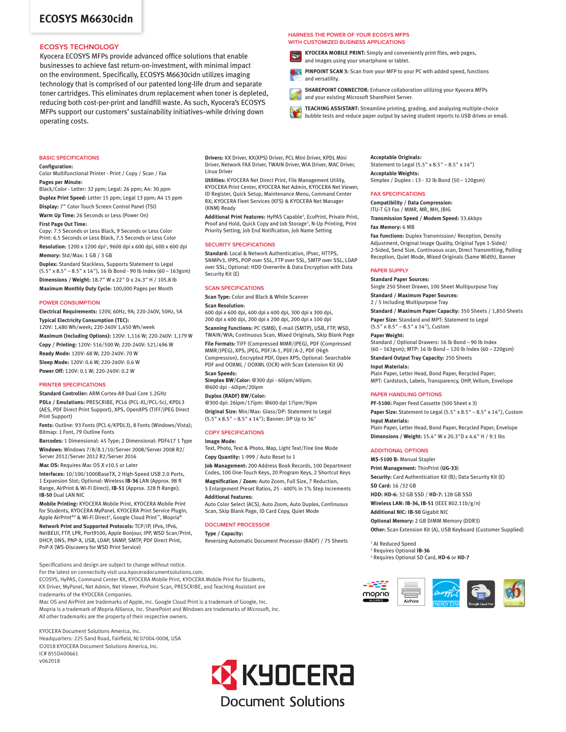# ECOSYS M6630cidn

## ECOSYS TECHNOLOGY

Kyocera ECOSYS MFPs provide advanced office solutions that enable businesses to achieve fast return-on-investment, with minimal impact on the environment. Specifically, ECOSYS M6630cidn utilizes imaging technology that is comprised of our patented long-life drum and separate toner cartridges. This eliminates drum replacement when toner is depleted, reducing both cost-per-print and landfill waste. As such, Kyocera's ECOSYS MFPs support our customers' sustainability initiatives–while driving down operating costs.

## HARNESS THE POWER OF YOUR ECOSYS MFPS WITH CUSTOMIZED BUSINESS APPLICATIONS

**KYOCERA MOBILE PRINT:** Simply and conveniently print files, web pages, and images using your smartphone or tablet.

**PINPOINT SCAN 3:** Scan from your MFP to your PC with added speed, functions and versatility.

**SHAREPOINT CONNECTOR:** Enhance collaboration utilizing your Kyocera MFPs and your existing Microsoft SharePoint Server.

**TEACHING ASSISTANT:** Streamline printing, grading, and analyzing multiple-choice bubble tests and reduce paper output by saving student reports to USB drives or email.

## BASIC SPECIFICATIONS

**Configuration:**
Color Multifunctional Printer - Print / Copy / Scan / Fax

**Pages per Minute:**
Black/Color - Letter: 32 ppm; Legal: 26 ppm; A4: 30 ppm

**Duplex Print Speed:** Letter 15 ppm; Legal 13 ppm; A4 15 ppm

**Display:** 7" Color Touch Screen Control Panel (TSI)

**Warm Up Time:** 26 Seconds or Less (Power On)

**First Page Out Time:**
Copy: 7.5 Seconds or Less Black, 9 Seconds or Less Color
Print: 6.5 Seconds or Less Black, 7.5 Seconds or Less Color

**Resolution:** 1200 x 1200 dpi[1], 9600 dpi x 600 dpi, 600 x 600 dpi

**Memory:** Std/Max: 1 GB / 3 GB

**Duplex:** Standard Stackless, Supports Statement to Legal (5.5" x 8.5" – 8.5" x 14"), 16 lb Bond - 90 lb Index (60 – 163gsm)

**Dimensions / Weight:** 18.7" W x 22" D x 24.3" H / 105.8 lb

**Maximum Monthly Duty Cycle:** 100,000 Pages per Month

## POWER CONSUMPTION

**Electrical Requirements:** 120V, 60Hz, 9A; 220-240V, 50Hz, 5A

**Typical Electricity Consumption (TEC):**
120V: 1,480 Wh/week; 220-240V 1,450 Wh/week

**Maximum (Including Options):** 120V: 1,116 W; 220-240V: 1,179 W

**Copy / Printing:** 120V: 516/500 W; 220-240V: 521/496 W

**Ready Mode:** 120V: 68 W; 220-240V: 70 W

**Sleep Mode:** 120V: 0.6 W; 220-240V: 0.6 W

**Power Off:** 120V: 0.1 W; 220-240V: 0.2 W

## PRINTER SPECIFICATIONS

**Standard Controller:** ARM Cortex-A9 Dual Core 1.2GHz

**PDLs / Emulations:** PRESCRIBE, PCL6 (PCL-XL/PCL-5c), KPDL3 (AES, PDF Direct Print Support), XPS, OpenXPS (TIFF/JPEG Direct Print Support)

**Fonts:** Outline: 93 Fonts (PCL 6/KPDL3), 8 Fonts (Windows/Vista); Bitmap: 1 Font, 79 Outline Fonts

**Barcodes:** 1 Dimensional: 45 Type; 2 Dimensional: PDF417 1 Type

**Windows:** Windows 7/8/8.1/10/Server 2008/Server 2008 R2/ Server 2012/Server 2012 R2/Server 2016

**Mac OS:** Requires Mac OS X v10.5 or Later

**Interfaces:** 10/100/1000BaseTX, 2 High-Speed USB 2.0 Ports, 1 Expansion Slot; Optional: Wireless **IB-36** LAN (Approx. 98 ft Range, AirPrint & Wi-Fi Direct), **IB-51** (Approx. 328 ft Range); **IB-50** Dual LAN NIC

**Mobile Printing:** KYOCERA Mobile Print, KYOCERA Mobile Print for Students, KYOCERA MyPanel, KYOCERA Print Service Plugin, Apple AirPrint®[2] & Wi-Fi Direct[2], Google Cloud Print™, Mopria®

**Network Print and Supported Protocols:** TCP/IP, IPv4, IPv6, NetBEUI, FTP, LPR, Port9100, Apple Bonjour, IPP, WSD Scan/Print, DHCP, DNS, PNP-X, USB, LDAP, SNMP, SMTP, PDF Direct Print, PnP-X (WS-Discovery for WSD Print Service)

**Drivers:** KX Driver, KX(XPS) Driver, PCL Mini Driver, KPDL Mini Driver, Network FAX Driver, TWAIN Driver, WIA Driver, MAC Driver, Linux Driver

**Utilities:** KYOCERA Net Direct Print, File Management Utility, KYOCERA Print Center, KYOCERA Net Admin, KYOCERA Net Viewer, ID Register, Quick Setup, Maintenance Menu, Command Center RX; KYOCERA Fleet Services (KFS) & KYOCERA Net Manager (KNM) Ready

**Additional Print Features:** HyPAS Capable[3], EcoPrint, Private Print, Proof and Hold, Quick Copy and Job Storage[3], N-Up Printing, Print Priority Setting, Job End Notification, Job Name Setting

## SECURITY SPECIFICATIONS

**Standard:** Local & Network Authentication, IPsec, HTTPS, SNMPv3, IPPS, POP over SSL, FTP over SSL, SMTP over SSL, LDAP over SSL; Optional: HDD Overwrite & Data Encryption with Data Security Kit (E)

## SCAN SPECIFICATIONS

**Scan Type:** Color and Black & White Scanner

**Scan Resolution:**
600 dpi x 600 dpi, 400 dpi x 400 dpi, 300 dpi x 300 dpi, 200 dpi x 400 dpi, 200 dpi x 200 dpi, 200 dpi x 100 dpi

**Scanning Functions:** PC (SMB), E-mail (SMTP), USB, FTP, WSD, TWAIN/WIA; Continuous Scan, Mixed Originals, Skip Blank Page

**File Formats:** TIFF (Compressed MMR/JPEG), PDF (Compressed MMR/JPEG), XPS, JPEG, PDF/A-1, PDF/A-2, PDF (High Compression), Encrypted PDF, Open XPS; Optional: Searchable PDF and OOXML / OOXML (OCR) with Scan Extension Kit (A)

**Scan Speeds:**
**Simplex BW/Color:** @300 dpi - 60ipm/40ipm; @600 dpi - 40ipm/20ipm

**Duplex (RADF) BW/Color:**
@300 dpi: 26ipm/17ipm: @600 dpi 17ipm/9ipm

**Original Size:** Min/Max: Glass/DP: Statement to Legal (5.5" x 8.5" – 8.5" x 14"); Banner: DP Up to 36"

## COPY SPECIFICATIONS

**Image Mode:**
Text, Photo, Text & Photo, Map, Light Text/Fine line Mode

**Copy Quantity:** 1-999 / Auto Reset to 1

**Job Management:** 200 Address Book Records, 100 Department Codes, 100 One-Touch Keys, 20 Program Keys, 2 Shortcut Keys

**Magnification / Zoom:** Auto Zoom, Full Size, 7 Reduction, 5 Enlargement Preset Ratios, 25 - 400% in 1% Step Increments

**Additional Features:**
Auto Color Select (ACS), Auto Zoom, Auto Duplex, Continuous Scan, Skip Blank Page, ID Card Copy, Quiet Mode

## DOCUMENT PROCESSOR

**Type / Capacity:**
Reversing Automatic Document Processor (RADF) / 75 Sheets

**Acceptable Originals:**
Statement to Legal (5.5" x 8.5" – 8.5" x 14")

**Acceptable Weights:**
Simplex / Duplex : 13 - 32 lb Bond (50 – 120gsm)

## FAX SPECIFICATIONS

**Compatibility / Data Compression:**
ITU-T G3 Fax / MMR, MR, MH, JBIG

**Transmission Speed / Modem Speed:** 33.6kbps

**Fax Memory:** 6 MB

**Fax Functions:** Duplex Transmission/ Reception, Density Adjustment, Original Image Quality, Original Type 1-Sided/ 2-Sided, Send Size, Continuous scan, Direct Transmitting, Polling Reception, Quiet Mode, Mixed Originals (Same Width), Banner

## PAPER SUPPLY

**Standard Paper Sources:**
Single 250 Sheet Drawer, 100 Sheet Multipurpose Tray

**Standard / Maximum Paper Sources:**
2 / 5 Including Multipurpose Tray

**Standard / Maximum Paper Capacity:** 350 Sheets / 1,850 Sheets

**Paper Size:** Standard and MPT: Statement to Legal (5.5" x 8.5" – 8.5" x 14"), Custom

**Paper Weight:**
Standard / Optional Drawers: 16 lb Bond – 90 lb Index (60 – 163gsm); MTP: 16 lb Bond – 120 lb Index (60 – 220gsm)

**Standard Output Tray Capacity:** 250 Sheets

**Input Materials:**
Plain Paper, Letter Head, Bond Paper, Recycled Paper; MPT: Cardstock, Labels, Transparency, OHP, Vellum, Envelope

## PAPER HANDLING OPTIONS

**PF-5100:** Paper Feed Cassette (500 Sheet x 3)

**Paper Size:** Statement to Legal (5.5" x 8.5" – 8.5" x 14"), Custom

**Input Materials:**
Plain Paper, Letter Head, Bond Paper, Recycled Paper, Envelope

**Dimensions / Weight:** 15.4" W x 20.3"D x 4.6" H / 9.1 lbs

## ADDITIONAL OPTIONS

**MS-5100 B:** Manual Stapler

**Print Management:** ThinPrint (**UG-33**)

**Security:** Card Authentication Kit (B); Data Security Kit (E)

**SD Card:** 16 /32 GB

**HDD: HD-6:** 32 GB SSD / **HD-7:** 128 GB SSD

**Wireless LAN: IB-36, IB-51** (IEEE 802.11b/g/n)

**Additional NIC: IB-50** Gigabit NIC

**Optional Memory:** 2 GB DIMM Memory (DDR3)

**Other:** Scan Extension Kit (A), USB Keyboard (Customer Supplied)

[1] At Reduced Speed
[2] Requires Optional **IB-36**
[3] Requires Optional SD Card, **HD-6** or **HD-7**

Specifications and design are subject to change without notice.
For the latest on connectivity visit usa.kyoceradocumentsolutions.com.
ECOSYS, HyPAS, Command Center RX, KYOCERA Mobile Print, KYOCERA Mobile Print for Students, KX Driver, MyPanel, Net Admin, Net Viewer, PinPoint Scan, PRESCRIBE, and Teaching Assistant are trademarks of the KYOCERA Companies.
Mac OS and AirPrint are trademarks of Apple, Inc. Google Cloud Print is a trademark of Google, Inc. Mopria is a trademark of Mopria Alliance, Inc. SharePoint and Windows are trademarks of Microsoft, Inc.
All other trademarks are the property of their respective owners.

KYOCERA Document Solutions America, Inc.
Headquarters: 225 Sand Road, Fairfield, NJ 07004-0008, USA
©2018 KYOCERA Document Solutions America, Inc.
IC# 855D400661
v062018

KYOCERA Document Solutions